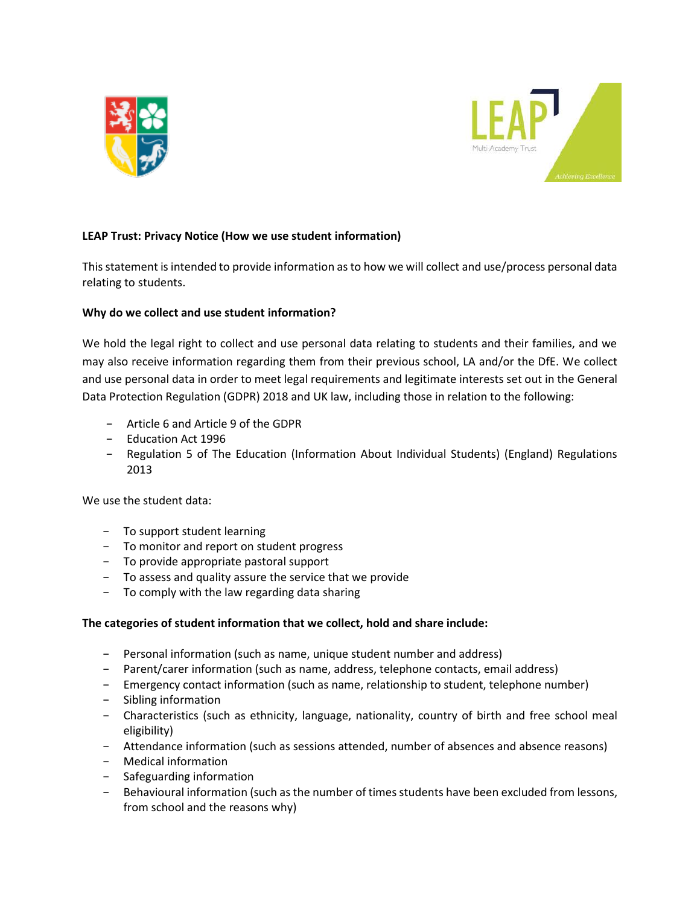**LEAP Trust: Privacy Notice (How we use student information)**

This statement is intended to provide information as to how we will collect and use/process personal data relating to students.

**Why do we collect and use student information?**

We hold the legal right to collect and use personal data relating to students and their families, and we may also receive information regarding them from their previous school, LA and/or the DfE. We collect and use personal data in order to meet legal requirements and legitimate interests set out in the General Data Protection Regulation (GDPR) 2018 and UK law, including those in relation to the following:

- Article 6 and Article 9 of the GDPR
- Education Act 1996
- Regulation 5 of The Education (Information About Individual Students) (England) Regulations 2013

We use the student data:

- To support student learning
- To monitor and report on student progress
- To provide appropriate pastoral support
- To assess and quality assure the service that we provide
- To comply with the law regarding data sharing

**The categories of student information that we collect, hold and share include:**

- Personal information (such as name, unique student number and address)
- Parent/carer information (such as name, address, telephone contacts, email address)
- Emergency contact information (such as name, relationship to student, telephone number)
- Sibling information
- Characteristics (such as ethnicity, language, nationality, country of birth and free school meal eligibility)
- Attendance information (such as sessions attended, number of absences and absence reasons)
- Medical information
- Safeguarding information
- Behavioural information (such as the number of times students have been excluded from lessons, from school and the reasons why)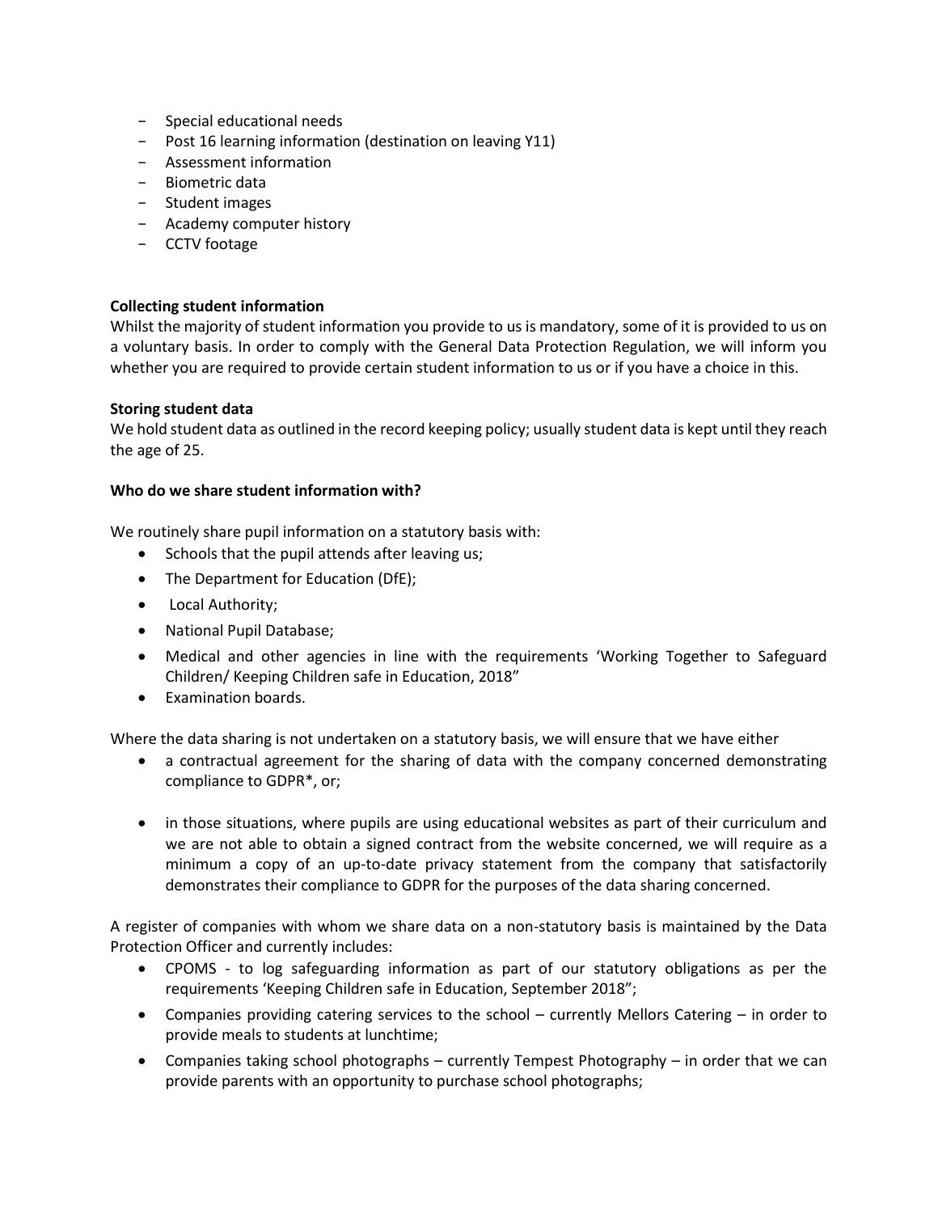- Special educational needs
- Post 16 learning information (destination on leaving Y11)
- Assessment information
- Biometric data
- Student images
- Academy computer history
- CCTV footage

**Collecting student information**

Whilst the majority of student information you provide to us is mandatory, some of it is provided to us on a voluntary basis. In order to comply with the General Data Protection Regulation, we will inform you whether you are required to provide certain student information to us or if you have a choice in this.

**Storing student data**

We hold student data as outlined in the record keeping policy; usually student data is kept until they reach the age of 25.

**Who do we share student information with?**

We routinely share pupil information on a statutory basis with:

- Schools that the pupil attends after leaving us;
- The Department for Education (DfE);
- Local Authority;
- National Pupil Database;
- Medical and other agencies in line with the requirements 'Working Together to Safeguard Children/ Keeping Children safe in Education, 2018"
- Examination boards.

Where the data sharing is not undertaken on a statutory basis, we will ensure that we have either

- a contractual agreement for the sharing of data with the company concerned demonstrating compliance to GDPR*, or;
- in those situations, where pupils are using educational websites as part of their curriculum and we are not able to obtain a signed contract from the website concerned, we will require as a minimum a copy of an up-to-date privacy statement from the company that satisfactorily demonstrates their compliance to GDPR for the purposes of the data sharing concerned.

A register of companies with whom we share data on a non-statutory basis is maintained by the Data Protection Officer and currently includes:

- CPOMS - to log safeguarding information as part of our statutory obligations as per the requirements 'Keeping Children safe in Education, September 2018";
- Companies providing catering services to the school – currently Mellors Catering – in order to provide meals to students at lunchtime;
- Companies taking school photographs – currently Tempest Photography – in order that we can provide parents with an opportunity to purchase school photographs;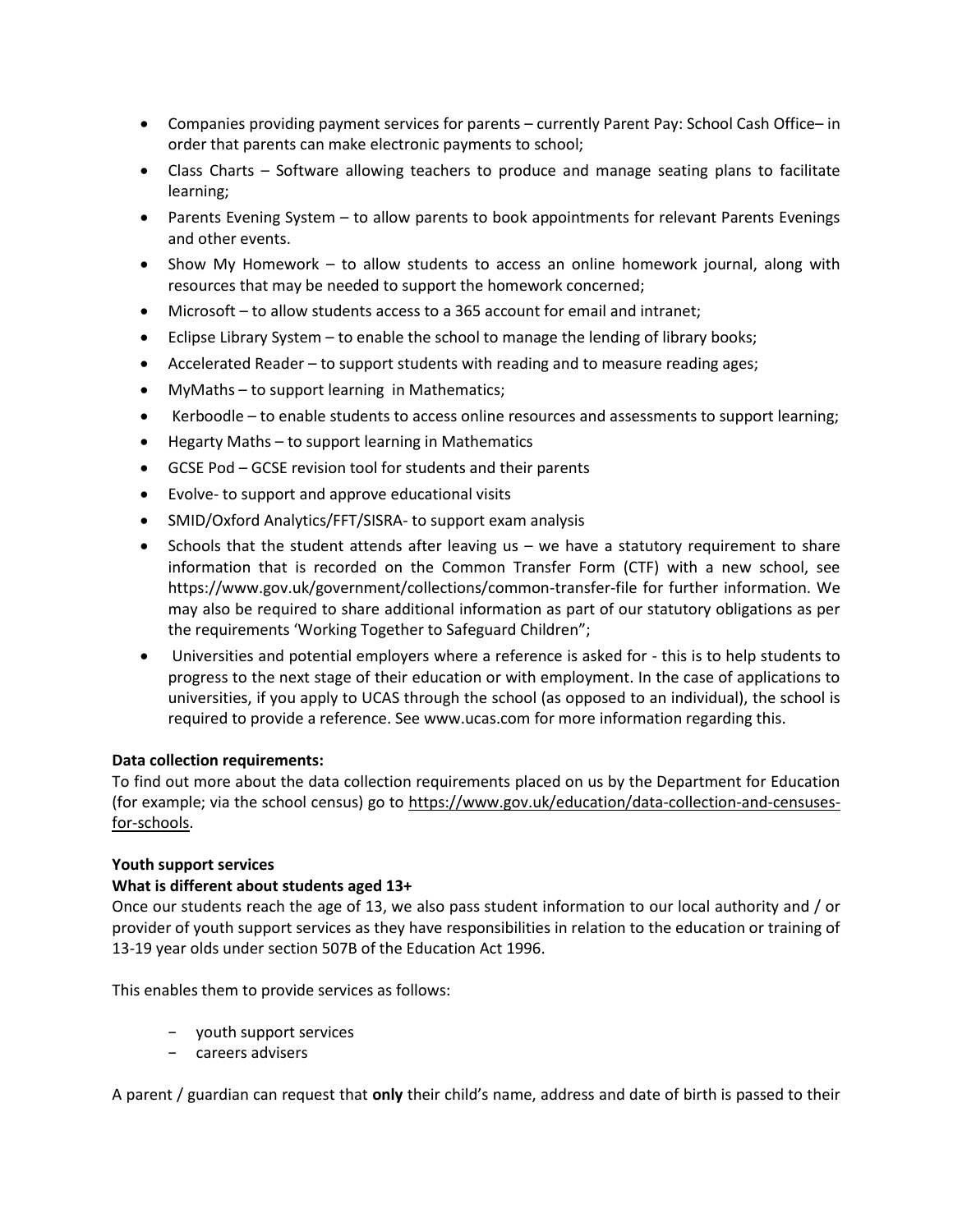- Companies providing payment services for parents – currently Parent Pay: School Cash Office– in order that parents can make electronic payments to school;
- Class Charts – Software allowing teachers to produce and manage seating plans to facilitate learning;
- Parents Evening System – to allow parents to book appointments for relevant Parents Evenings and other events.
- Show My Homework – to allow students to access an online homework journal, along with resources that may be needed to support the homework concerned;
- Microsoft – to allow students access to a 365 account for email and intranet;
- Eclipse Library System – to enable the school to manage the lending of library books;
- Accelerated Reader – to support students with reading and to measure reading ages;
- MyMaths – to support learning in Mathematics;
- Kerboodle – to enable students to access online resources and assessments to support learning;
- Hegarty Maths – to support learning in Mathematics
- GCSE Pod – GCSE revision tool for students and their parents
- Evolve- to support and approve educational visits
- SMID/Oxford Analytics/FFT/SISRA- to support exam analysis
- Schools that the student attends after leaving us – we have a statutory requirement to share information that is recorded on the Common Transfer Form (CTF) with a new school, see https://www.gov.uk/government/collections/common-transfer-file for further information. We may also be required to share additional information as part of our statutory obligations as per the requirements 'Working Together to Safeguard Children";
- Universities and potential employers where a reference is asked for - this is to help students to progress to the next stage of their education or with employment. In the case of applications to universities, if you apply to UCAS through the school (as opposed to an individual), the school is required to provide a reference. See www.ucas.com for more information regarding this.

**Data collection requirements:**
To find out more about the data collection requirements placed on us by the Department for Education (for example; via the school census) go to https://www.gov.uk/education/data-collection-and-censuses-for-schools.

**Youth support services**
**What is different about students aged 13+**
Once our students reach the age of 13, we also pass student information to our local authority and / or provider of youth support services as they have responsibilities in relation to the education or training of 13-19 year olds under section 507B of the Education Act 1996.

This enables them to provide services as follows:

- youth support services
- careers advisers

A parent / guardian can request that **only** their child's name, address and date of birth is passed to their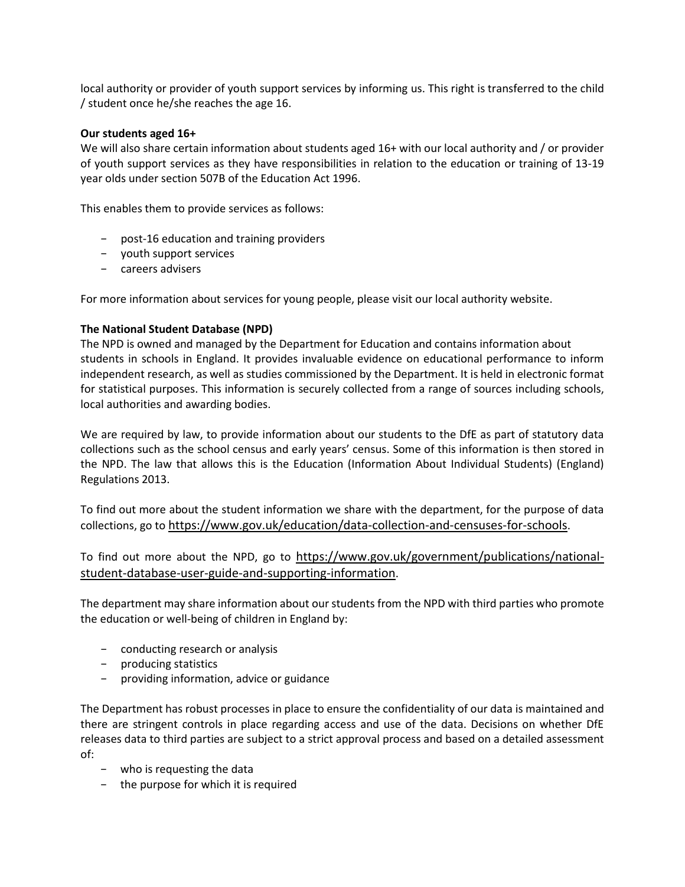local authority or provider of youth support services by informing us. This right is transferred to the child / student once he/she reaches the age 16.

**Our students aged 16+**

We will also share certain information about students aged 16+ with our local authority and / or provider of youth support services as they have responsibilities in relation to the education or training of 13-19 year olds under section 507B of the Education Act 1996.

This enables them to provide services as follows:

- post-16 education and training providers
- youth support services
- careers advisers

For more information about services for young people, please visit our local authority website.

**The National Student Database (NPD)**

The NPD is owned and managed by the Department for Education and contains information about students in schools in England. It provides invaluable evidence on educational performance to inform independent research, as well as studies commissioned by the Department. It is held in electronic format for statistical purposes. This information is securely collected from a range of sources including schools, local authorities and awarding bodies.

We are required by law, to provide information about our students to the DfE as part of statutory data collections such as the school census and early years' census. Some of this information is then stored in the NPD. The law that allows this is the Education (Information About Individual Students) (England) Regulations 2013.

To find out more about the student information we share with the department, for the purpose of data collections, go to https://www.gov.uk/education/data-collection-and-censuses-for-schools.

To find out more about the NPD, go to https://www.gov.uk/government/publications/national-student-database-user-guide-and-supporting-information.

The department may share information about our students from the NPD with third parties who promote the education or well-being of children in England by:

- conducting research or analysis
- producing statistics
- providing information, advice or guidance

The Department has robust processes in place to ensure the confidentiality of our data is maintained and there are stringent controls in place regarding access and use of the data. Decisions on whether DfE releases data to third parties are subject to a strict approval process and based on a detailed assessment of:

- who is requesting the data
- the purpose for which it is required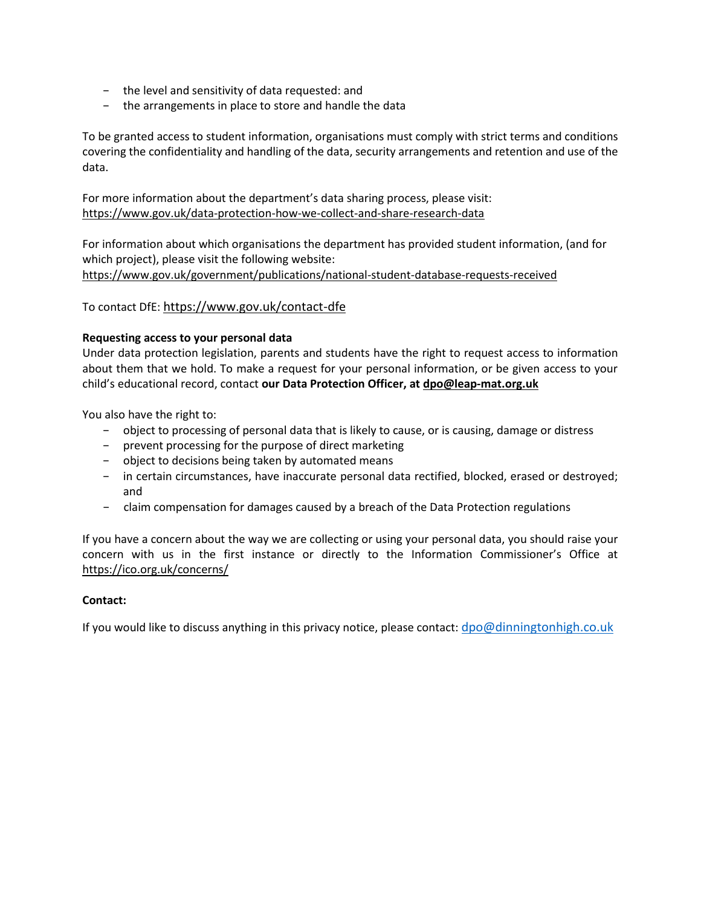- the level and sensitivity of data requested: and
- the arrangements in place to store and handle the data

To be granted access to student information, organisations must comply with strict terms and conditions covering the confidentiality and handling of the data, security arrangements and retention and use of the data.

For more information about the department's data sharing process, please visit: https://www.gov.uk/data-protection-how-we-collect-and-share-research-data

For information about which organisations the department has provided student information, (and for which project), please visit the following website: https://www.gov.uk/government/publications/national-student-database-requests-received

To contact DfE: https://www.gov.uk/contact-dfe

**Requesting access to your personal data**

Under data protection legislation, parents and students have the right to request access to information about them that we hold. To make a request for your personal information, or be given access to your child's educational record, contact **our Data Protection Officer, at dpo@leap-mat.org.uk**

You also have the right to:

- object to processing of personal data that is likely to cause, or is causing, damage or distress
- prevent processing for the purpose of direct marketing
- object to decisions being taken by automated means
- in certain circumstances, have inaccurate personal data rectified, blocked, erased or destroyed; and
- claim compensation for damages caused by a breach of the Data Protection regulations

If you have a concern about the way we are collecting or using your personal data, you should raise your concern with us in the first instance or directly to the Information Commissioner's Office at https://ico.org.uk/concerns/

**Contact:**

If you would like to discuss anything in this privacy notice, please contact: dpo@dinningtonhigh.co.uk